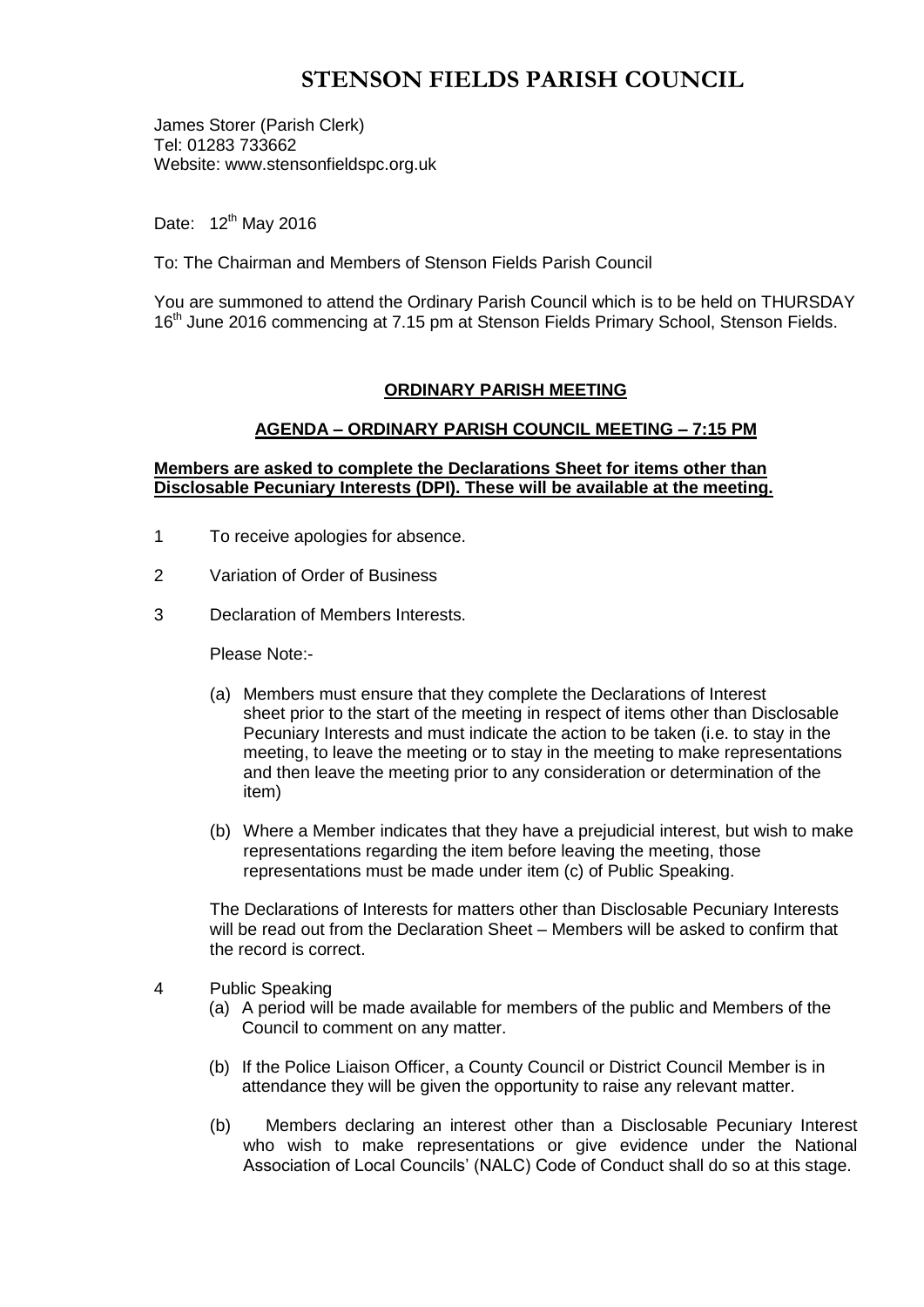# STENSON FIELDS PARISH COUNCIL

James Storer (Parish Clerk)
Tel: 01283 733662
Website: www.stensonfieldspc.org.uk

Date: 12th May 2016

To: The Chairman and Members of Stenson Fields Parish Council

You are summoned to attend the Ordinary Parish Council which is to be held on THURSDAY 16th June 2016 commencing at 7.15 pm at Stenson Fields Primary School, Stenson Fields.

## ORDINARY PARISH MEETING

### AGENDA – ORDINARY PARISH COUNCIL MEETING – 7:15 PM

**Members are asked to complete the Declarations Sheet for items other than Disclosable Pecuniary Interests (DPI). These will be available at the meeting.**

1 To receive apologies for absence.

2 Variation of Order of Business

3 Declaration of Members Interests.

Please Note:-

(a) Members must ensure that they complete the Declarations of Interest sheet prior to the start of the meeting in respect of items other than Disclosable Pecuniary Interests and must indicate the action to be taken (i.e. to stay in the meeting, to leave the meeting or to stay in the meeting to make representations and then leave the meeting prior to any consideration or determination of the item)

(b) Where a Member indicates that they have a prejudicial interest, but wish to make representations regarding the item before leaving the meeting, those representations must be made under item (c) of Public Speaking.

The Declarations of Interests for matters other than Disclosable Pecuniary Interests will be read out from the Declaration Sheet – Members will be asked to confirm that the record is correct.

4 Public Speaking

(a) A period will be made available for members of the public and Members of the Council to comment on any matter.

(b) If the Police Liaison Officer, a County Council or District Council Member is in attendance they will be given the opportunity to raise any relevant matter.

(b) Members declaring an interest other than a Disclosable Pecuniary Interest who wish to make representations or give evidence under the National Association of Local Councils' (NALC) Code of Conduct shall do so at this stage.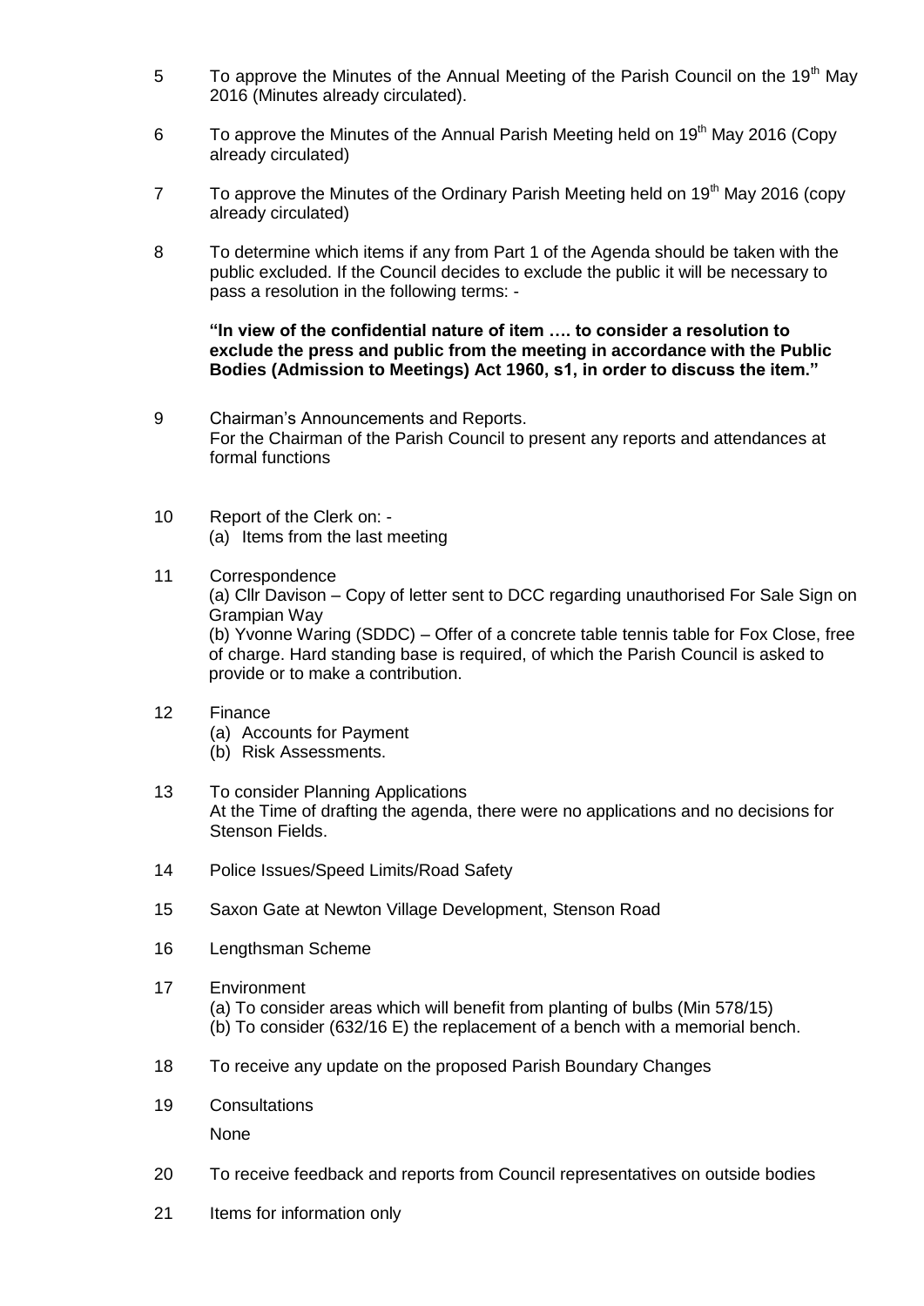5 To approve the Minutes of the Annual Meeting of the Parish Council on the 19th May 2016 (Minutes already circulated).

6 To approve the Minutes of the Annual Parish Meeting held on 19th May 2016 (Copy already circulated)

7 To approve the Minutes of the Ordinary Parish Meeting held on 19th May 2016 (copy already circulated)

8 To determine which items if any from Part 1 of the Agenda should be taken with the public excluded. If the Council decides to exclude the public it will be necessary to pass a resolution in the following terms: -

**"In view of the confidential nature of item …. to consider a resolution to exclude the press and public from the meeting in accordance with the Public Bodies (Admission to Meetings) Act 1960, s1, in order to discuss the item."**

9 Chairman's Announcements and Reports.
For the Chairman of the Parish Council to present any reports and attendances at formal functions

10 Report of the Clerk on: -
(a) Items from the last meeting

11 Correspondence
(a) Cllr Davison – Copy of letter sent to DCC regarding unauthorised For Sale Sign on Grampian Way
(b) Yvonne Waring (SDDC) – Offer of a concrete table tennis table for Fox Close, free of charge. Hard standing base is required, of which the Parish Council is asked to provide or to make a contribution.

12 Finance
(a) Accounts for Payment
(b) Risk Assessments.

13 To consider Planning Applications
At the Time of drafting the agenda, there were no applications and no decisions for Stenson Fields.

14 Police Issues/Speed Limits/Road Safety

15 Saxon Gate at Newton Village Development, Stenson Road

16 Lengthsman Scheme

17 Environment
(a) To consider areas which will benefit from planting of bulbs (Min 578/15)
(b) To consider (632/16 E) the replacement of a bench with a memorial bench.

18 To receive any update on the proposed Parish Boundary Changes

19 Consultations
None

20 To receive feedback and reports from Council representatives on outside bodies

21 Items for information only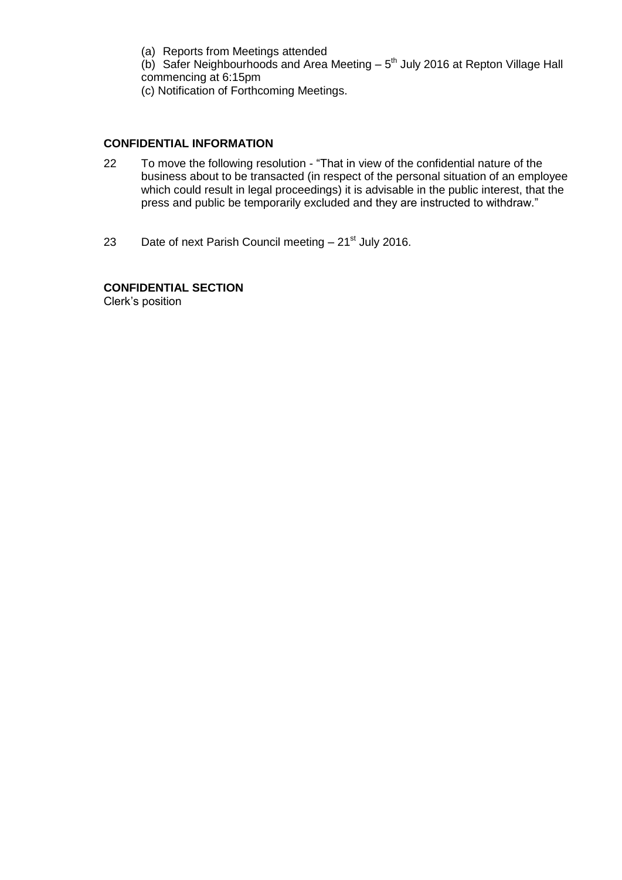(a) Reports from Meetings attended

(b) Safer Neighbourhoods and Area Meeting – 5th July 2016 at Repton Village Hall commencing at 6:15pm

(c) Notification of Forthcoming Meetings.

**CONFIDENTIAL INFORMATION**

22 To move the following resolution - "That in view of the confidential nature of the business about to be transacted (in respect of the personal situation of an employee which could result in legal proceedings) it is advisable in the public interest, that the press and public be temporarily excluded and they are instructed to withdraw."

23 Date of next Parish Council meeting – 21st July 2016.

**CONFIDENTIAL SECTION**

Clerk's position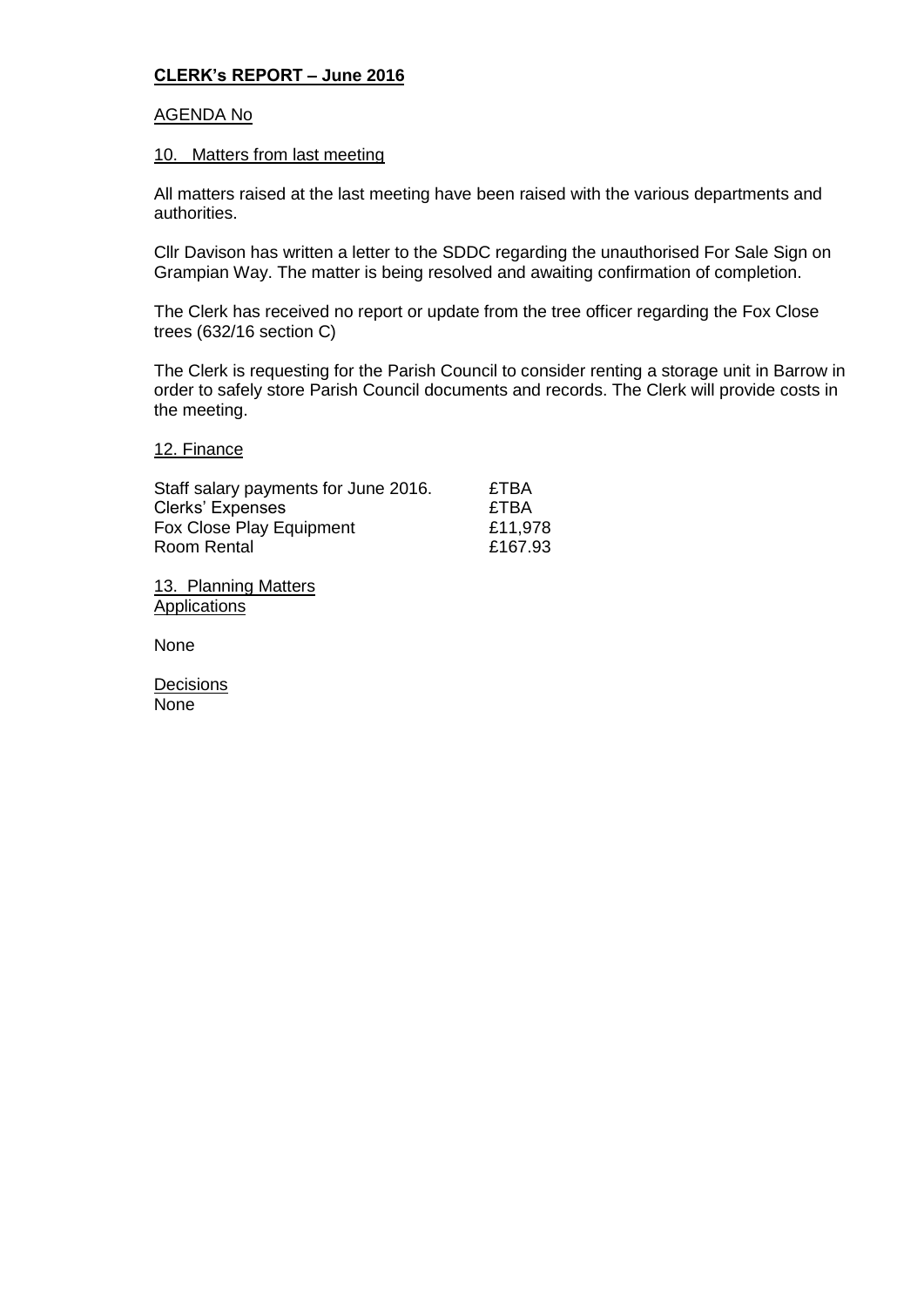**CLERK's REPORT – June 2016**

AGENDA No

10. Matters from last meeting

All matters raised at the last meeting have been raised with the various departments and authorities.

Cllr Davison has written a letter to the SDDC regarding the unauthorised For Sale Sign on Grampian Way. The matter is being resolved and awaiting confirmation of completion.

The Clerk has received no report or update from the tree officer regarding the Fox Close trees (632/16 section C)

The Clerk is requesting for the Parish Council to consider renting a storage unit in Barrow in order to safely store Parish Council documents and records. The Clerk will provide costs in the meeting.

12. Finance

| | |
|---|---|
| Staff salary payments for June 2016. | £TBA |
| Clerks' Expenses | £TBA |
| Fox Close Play Equipment | £11,978 |
| Room Rental | £167.93 |

13. Planning Matters
Applications

None

Decisions
None